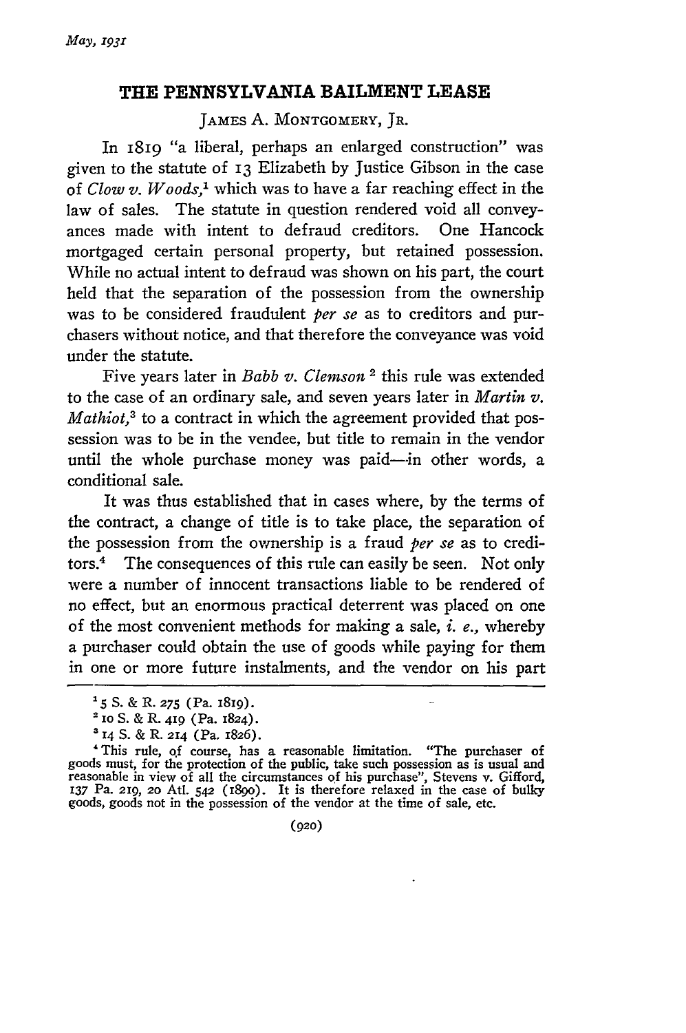# THE PENNSYLVANIA BAILMENT LEASE

JAMES A. MONTGOMERY, JR.

In 1819 "a liberal, perhaps an enlarged construction" was given to the statute of 13 Elizabeth by Justice Gibson in the case of *Clow v. Woods*,[1] which was to have a far reaching effect in the law of sales. The statute in question rendered void all conveyances made with intent to defraud creditors. One Hancock mortgaged certain personal property, but retained possession. While no actual intent to defraud was shown on his part, the court held that the separation of the possession from the ownership was to be considered fraudulent *per se* as to creditors and purchasers without notice, and that therefore the conveyance was void under the statute.

Five years later in *Babb v. Clemson* [2] this rule was extended to the case of an ordinary sale, and seven years later in *Martin v. Mathiot*,[3] to a contract in which the agreement provided that possession was to be in the vendee, but title to remain in the vendor until the whole purchase money was paid—in other words, a conditional sale.

It was thus established that in cases where, by the terms of the contract, a change of title is to take place, the separation of the possession from the ownership is a fraud *per se* as to creditors.[4] The consequences of this rule can easily be seen. Not only were a number of innocent transactions liable to be rendered of no effect, but an enormous practical deterrent was placed on one of the most convenient methods for making a sale, *i. e.*, whereby a purchaser could obtain the use of goods while paying for them in one or more future instalments, and the vendor on his part

---

[1] 5 S. & R. 275 (Pa. 1819).

[2] 10 S. & R. 419 (Pa. 1824).

[3] 14 S. & R. 214 (Pa. 1826).

[4] This rule, of course, has a reasonable limitation. "The purchaser of goods must, for the protection of the public, take such possession as is usual and reasonable in view of all the circumstances of his purchase", Stevens v. Gifford, 137 Pa. 219, 20 Atl. 542 (1890). It is therefore relaxed in the case of bulky goods, goods not in the possession of the vendor at the time of sale, etc.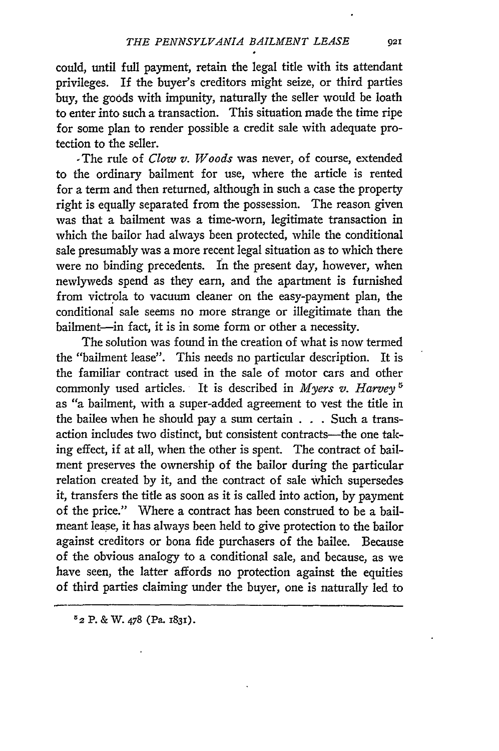could, until full payment, retain the legal title with its attendant privileges. If the buyer's creditors might seize, or third parties buy, the goods with impunity, naturally the seller would be loath to enter into such a transaction. This situation made the time ripe for some plan to render possible a credit sale with adequate protection to the seller.

The rule of *Clow v. Woods* was never, of course, extended to the ordinary bailment for use, where the article is rented for a term and then returned, although in such a case the property right is equally separated from the possession. The reason given was that a bailment was a time-worn, legitimate transaction in which the bailor had always been protected, while the conditional sale presumably was a more recent legal situation as to which there were no binding precedents. In the present day, however, when newlyweds spend as they earn, and the apartment is furnished from victrola to vacuum cleaner on the easy-payment plan, the conditional sale seems no more strange or illegitimate than the bailment—in fact, it is in some form or other a necessity.

The solution was found in the creation of what is now termed the "bailment lease". This needs no particular description. It is the familiar contract used in the sale of motor cars and other commonly used articles. It is described in *Myers v. Harvey*[5] as "a bailment, with a super-added agreement to vest the title in the bailee when he should pay a sum certain . . . Such a transaction includes two distinct, but consistent contracts—the one taking effect, if at all, when the other is spent. The contract of bailment preserves the ownership of the bailor during the particular relation created by it, and the contract of sale which supersedes it, transfers the title as soon as it is called into action, by payment of the price." Where a contract has been construed to be a bailmeant lease, it has always been held to give protection to the bailor against creditors or bona fide purchasers of the bailee. Because of the obvious analogy to a conditional sale, and because, as we have seen, the latter affords no protection against the equities of third parties claiming under the buyer, one is naturally led to

[5] 2 P. & W. 478 (Pa. 1831).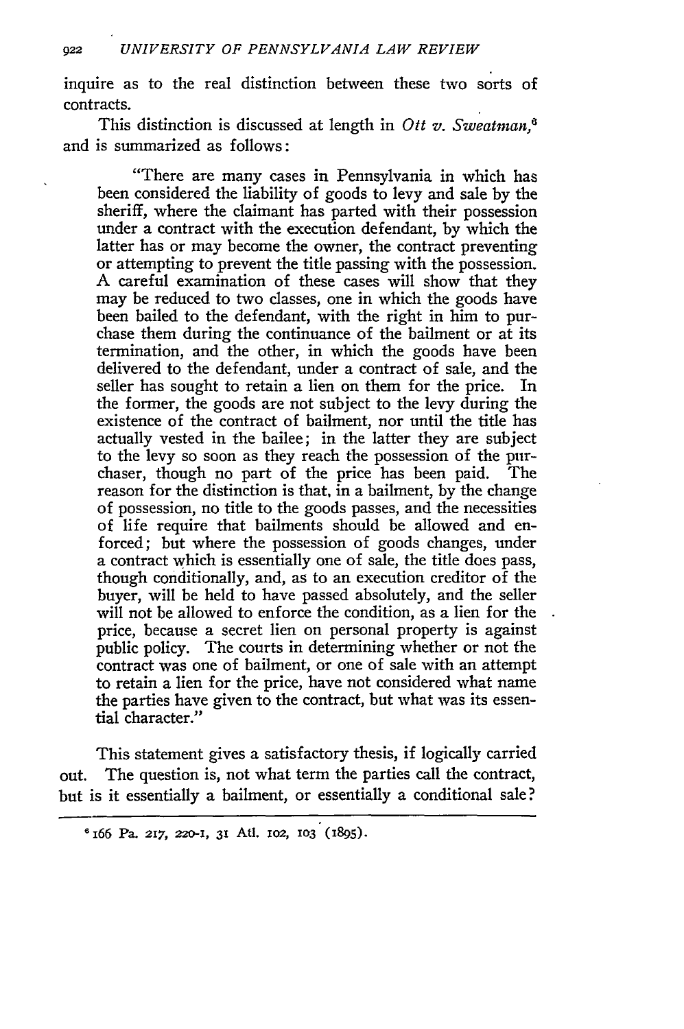inquire as to the real distinction between these two sorts of contracts.

This distinction is discussed at length in *Ott v. Sweatman*,[6] and is summarized as follows:

> "There are many cases in Pennsylvania in which has been considered the liability of goods to levy and sale by the sheriff, where the claimant has parted with their possession under a contract with the execution defendant, by which the latter has or may become the owner, the contract preventing or attempting to prevent the title passing with the possession. A careful examination of these cases will show that they may be reduced to two classes, one in which the goods have been bailed to the defendant, with the right in him to purchase them during the continuance of the bailment or at its termination, and the other, in which the goods have been delivered to the defendant, under a contract of sale, and the seller has sought to retain a lien on them for the price. In the former, the goods are not subject to the levy during the existence of the contract of bailment, nor until the title has actually vested in the bailee; in the latter they are subject to the levy so soon as they reach the possession of the purchaser, though no part of the price has been paid. The reason for the distinction is that, in a bailment, by the change of possession, no title to the goods passes, and the necessities of life require that bailments should be allowed and enforced; but where the possession of goods changes, under a contract which is essentially one of sale, the title does pass, though conditionally, and, as to an execution creditor of the buyer, will be held to have passed absolutely, and the seller will not be allowed to enforce the condition, as a lien for the price, because a secret lien on personal property is against public policy. The courts in determining whether or not the contract was one of bailment, or one of sale with an attempt to retain a lien for the price, have not considered what name the parties have given to the contract, but what was its essential character."

This statement gives a satisfactory thesis, if logically carried out. The question is, not what term the parties call the contract, but is it essentially a bailment, or essentially a conditional sale?

---

[6] 166 Pa. 217, 220-1, 31 Atl. 102, 103 (1895).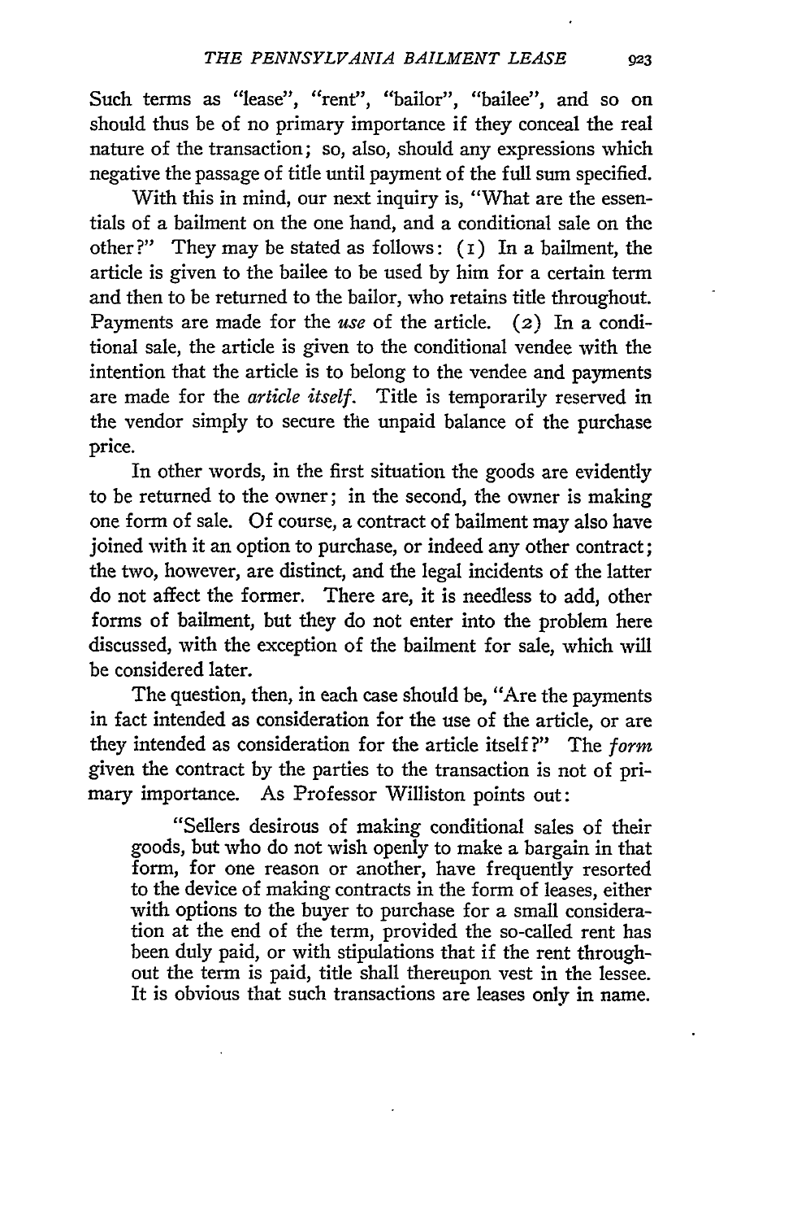Such terms as "lease", "rent", "bailor", "bailee", and so on should thus be of no primary importance if they conceal the real nature of the transaction; so, also, should any expressions which negative the passage of title until payment of the full sum specified.

With this in mind, our next inquiry is, "What are the essentials of a bailment on the one hand, and a conditional sale on the other?" They may be stated as follows: (1) In a bailment, the article is given to the bailee to be used by him for a certain term and then to be returned to the bailor, who retains title throughout. Payments are made for the *use* of the article. (2) In a conditional sale, the article is given to the conditional vendee with the intention that the article is to belong to the vendee and payments are made for the *article itself*. Title is temporarily reserved in the vendor simply to secure the unpaid balance of the purchase price.

In other words, in the first situation the goods are evidently to be returned to the owner; in the second, the owner is making one form of sale. Of course, a contract of bailment may also have joined with it an option to purchase, or indeed any other contract; the two, however, are distinct, and the legal incidents of the latter do not affect the former. There are, it is needless to add, other forms of bailment, but they do not enter into the problem here discussed, with the exception of the bailment for sale, which will be considered later.

The question, then, in each case should be, "Are the payments in fact intended as consideration for the use of the article, or are they intended as consideration for the article itself?" The *form* given the contract by the parties to the transaction is not of primary importance. As Professor Williston points out:

> "Sellers desirous of making conditional sales of their goods, but who do not wish openly to make a bargain in that form, for one reason or another, have frequently resorted to the device of making contracts in the form of leases, either with options to the buyer to purchase for a small consideration at the end of the term, provided the so-called rent has been duly paid, or with stipulations that if the rent throughout the term is paid, title shall thereupon vest in the lessee. It is obvious that such transactions are leases only in name.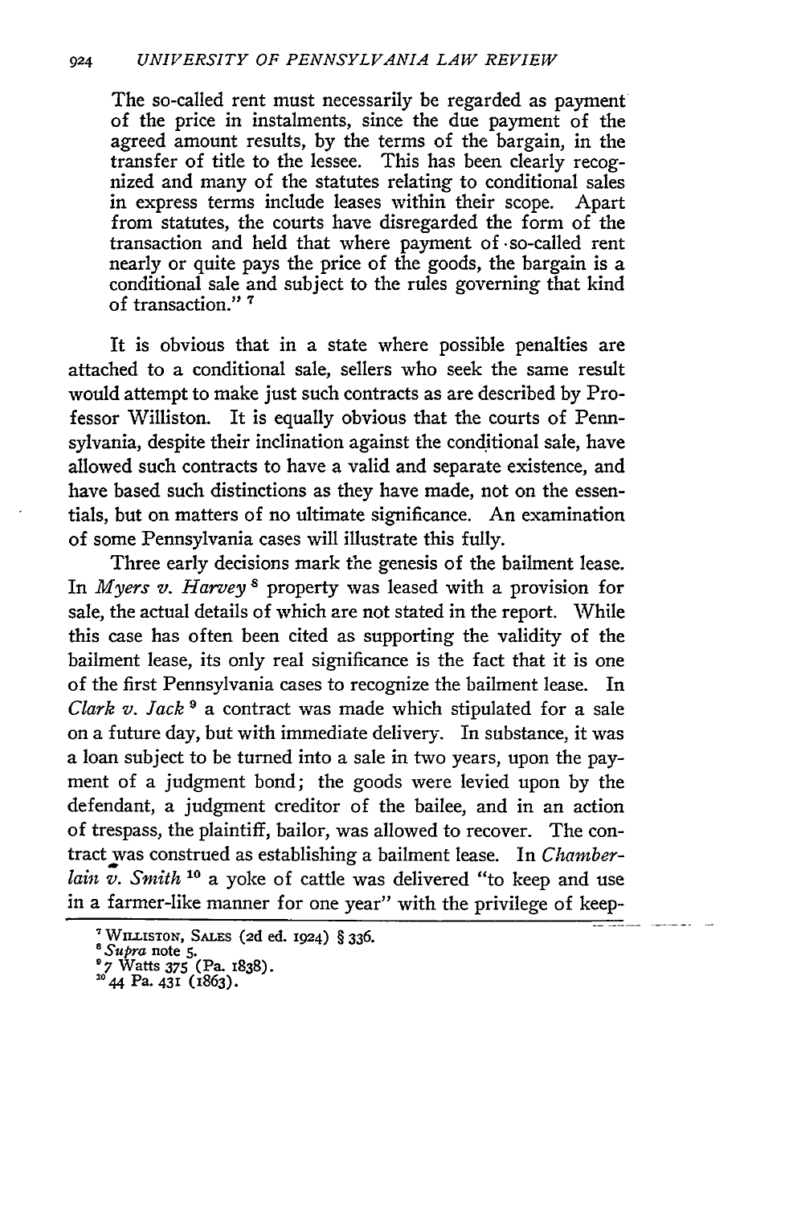The so-called rent must necessarily be regarded as payment of the price in instalments, since the due payment of the agreed amount results, by the terms of the bargain, in the transfer of title to the lessee. This has been clearly recognized and many of the statutes relating to conditional sales in express terms include leases within their scope. Apart from statutes, the courts have disregarded the form of the transaction and held that where payment of so-called rent nearly or quite pays the price of the goods, the bargain is a conditional sale and subject to the rules governing that kind of transaction." [7]

It is obvious that in a state where possible penalties are attached to a conditional sale, sellers who seek the same result would attempt to make just such contracts as are described by Professor Williston. It is equally obvious that the courts of Pennsylvania, despite their inclination against the conditional sale, have allowed such contracts to have a valid and separate existence, and have based such distinctions as they have made, not on the essentials, but on matters of no ultimate significance. An examination of some Pennsylvania cases will illustrate this fully.

Three early decisions mark the genesis of the bailment lease. In *Myers v. Harvey* [8] property was leased with a provision for sale, the actual details of which are not stated in the report. While this case has often been cited as supporting the validity of the bailment lease, its only real significance is the fact that it is one of the first Pennsylvania cases to recognize the bailment lease. In *Clark v. Jack* [9] a contract was made which stipulated for a sale on a future day, but with immediate delivery. In substance, it was a loan subject to be turned into a sale in two years, upon the payment of a judgment bond; the goods were levied upon by the defendant, a judgment creditor of the bailee, and in an action of trespass, the plaintiff, bailor, was allowed to recover. The contract was construed as establishing a bailment lease. In *Chamberlain v. Smith* [10] a yoke of cattle was delivered "to keep and use in a farmer-like manner for one year" with the privilege of keep-

[7] WILLISTON, SALES (2d ed. 1924) § 336.

[8] *Supra* note 5.

[9] 7 Watts 375 (Pa. 1838).

[10] 44 Pa. 431 (1863).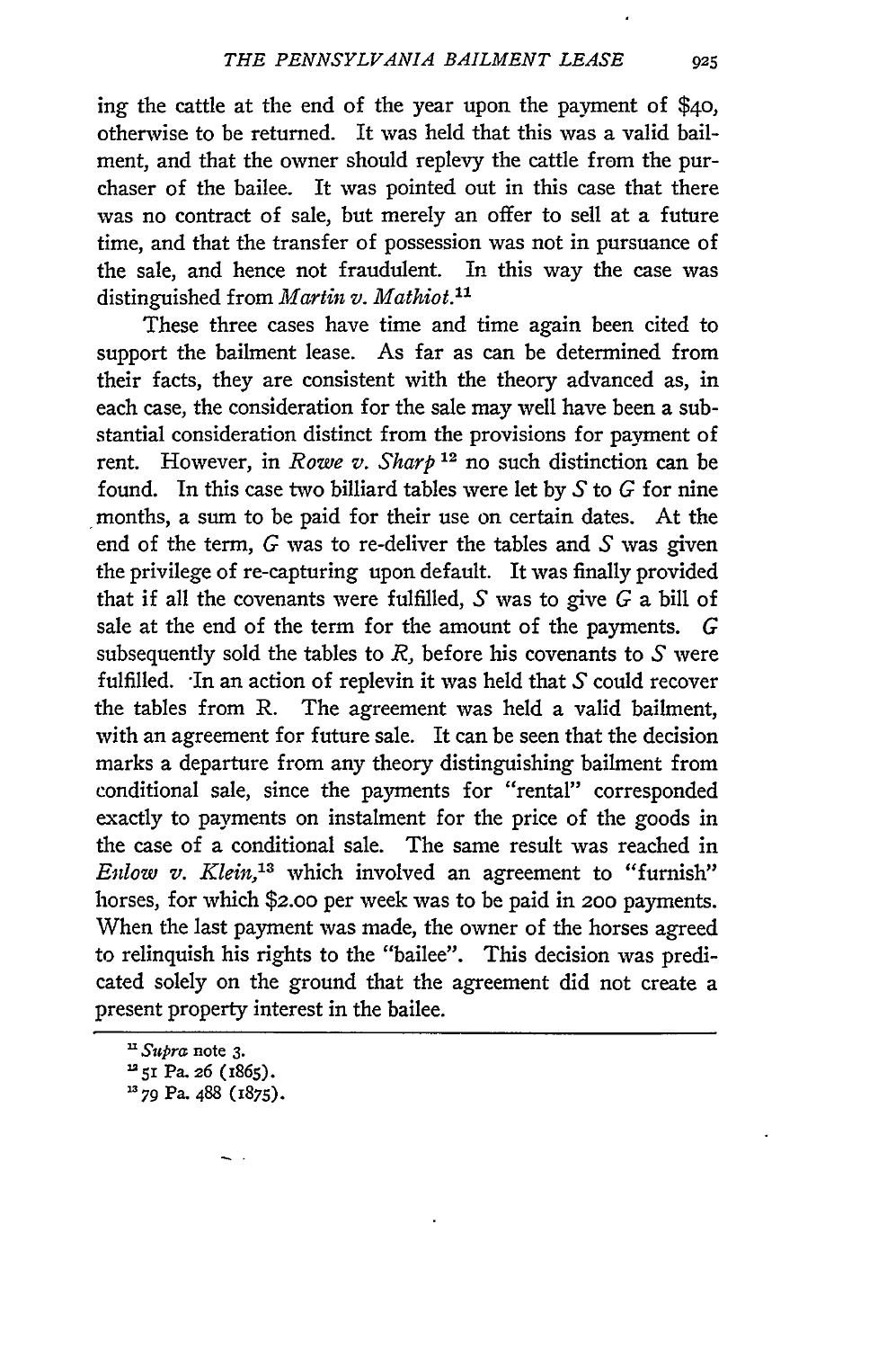ing the cattle at the end of the year upon the payment of $40, otherwise to be returned. It was held that this was a valid bailment, and that the owner should replevy the cattle from the purchaser of the bailee. It was pointed out in this case that there was no contract of sale, but merely an offer to sell at a future time, and that the transfer of possession was not in pursuance of the sale, and hence not fraudulent. In this way the case was distinguished from *Martin v. Mathiot.*[11]

These three cases have time and time again been cited to support the bailment lease. As far as can be determined from their facts, they are consistent with the theory advanced as, in each case, the consideration for the sale may well have been a substantial consideration distinct from the provisions for payment of rent. However, in *Rowe v. Sharp*[12] no such distinction can be found. In this case two billiard tables were let by *S* to *G* for nine months, a sum to be paid for their use on certain dates. At the end of the term, *G* was to re-deliver the tables and *S* was given the privilege of re-capturing upon default. It was finally provided that if all the covenants were fulfilled, *S* was to give *G* a bill of sale at the end of the term for the amount of the payments. *G* subsequently sold the tables to *R*, before his covenants to *S* were fulfilled. In an action of replevin it was held that *S* could recover the tables from R. The agreement was held a valid bailment, with an agreement for future sale. It can be seen that the decision marks a departure from any theory distinguishing bailment from conditional sale, since the payments for "rental" corresponded exactly to payments on instalment for the price of the goods in the case of a conditional sale. The same result was reached in *Enlow v. Klein*,[13] which involved an agreement to "furnish" horses, for which $2.00 per week was to be paid in 200 payments. When the last payment was made, the owner of the horses agreed to relinquish his rights to the "bailee". This decision was predicated solely on the ground that the agreement did not create a present property interest in the bailee.

---

[11] *Supra* note 3.

[12] 51 Pa. 26 (1865).

[13] 79 Pa. 488 (1875).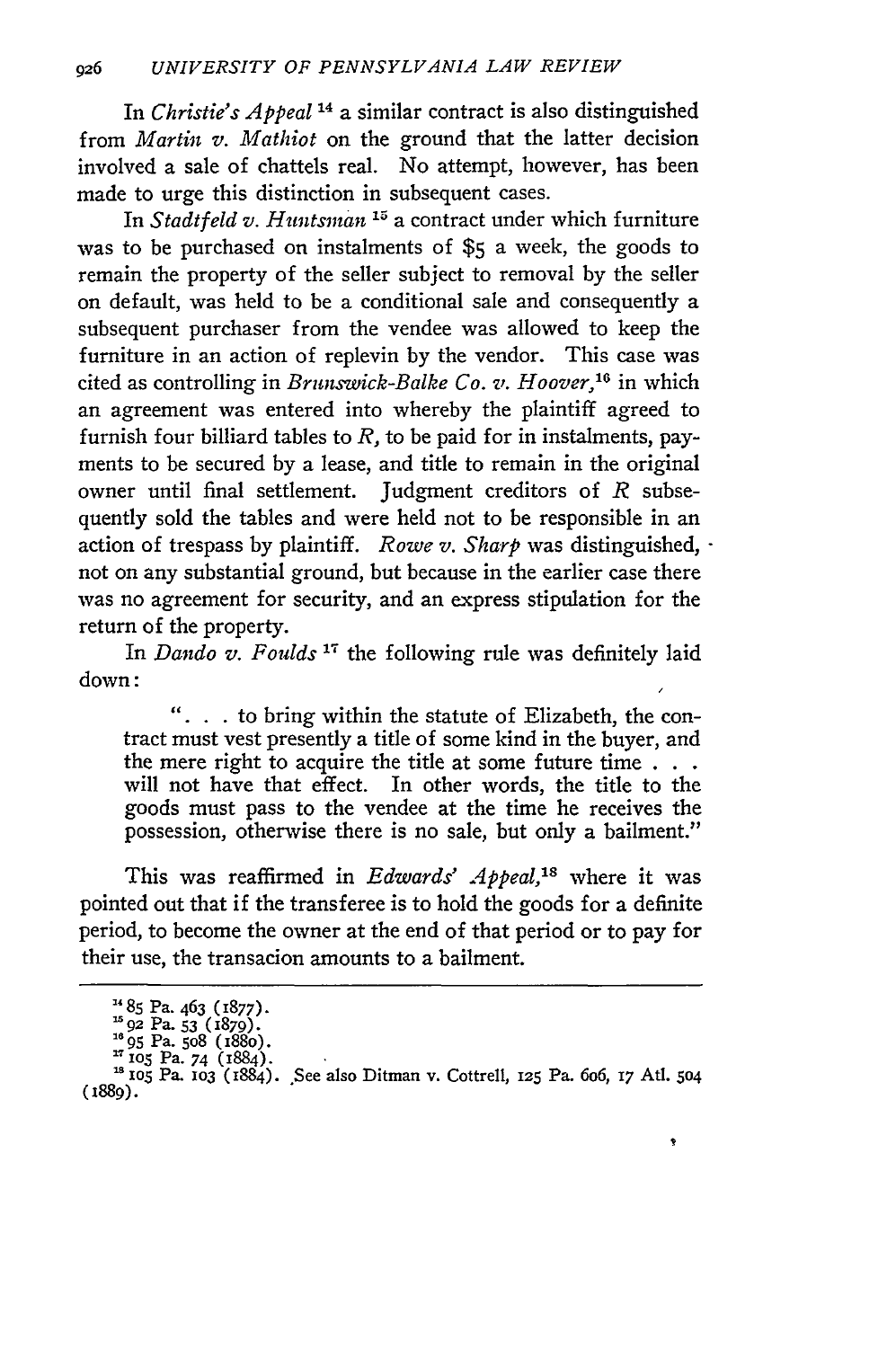In *Christie's Appeal* [14] a similar contract is also distinguished from *Martin v. Mathiot* on the ground that the latter decision involved a sale of chattels real. No attempt, however, has been made to urge this distinction in subsequent cases.

In *Stadtfeld v. Huntsman* [15] a contract under which furniture was to be purchased on instalments of $5 a week, the goods to remain the property of the seller subject to removal by the seller on default, was held to be a conditional sale and consequently a subsequent purchaser from the vendee was allowed to keep the furniture in an action of replevin by the vendor. This case was cited as controlling in *Brunswick-Balke Co. v. Hoover*,[16] in which an agreement was entered into whereby the plaintiff agreed to furnish four billiard tables to *R*, to be paid for in instalments, payments to be secured by a lease, and title to remain in the original owner until final settlement. Judgment creditors of *R* subsequently sold the tables and were held not to be responsible in an action of trespass by plaintiff. *Rowe v. Sharp* was distinguished, not on any substantial ground, but because in the earlier case there was no agreement for security, and an express stipulation for the return of the property.

In *Dando v. Foulds* [17] the following rule was definitely laid down:

> ". . . to bring within the statute of Elizabeth, the contract must vest presently a title of some kind in the buyer, and the mere right to acquire the title at some future time . . . will not have that effect. In other words, the title to the goods must pass to the vendee at the time he receives the possession, otherwise there is no sale, but only a bailment."

This was reaffirmed in *Edwards' Appeal*,[18] where it was pointed out that if the transferee is to hold the goods for a definite period, to become the owner at the end of that period or to pay for their use, the transacion amounts to a bailment.

---

[14] 85 Pa. 463 (1877).

[15] 92 Pa. 53 (1879).

[16] 95 Pa. 508 (1880).

[17] 105 Pa. 74 (1884).

[18] 105 Pa. 103 (1884). See also Ditman v. Cottrell, 125 Pa. 606, 17 Atl. 504 (1889).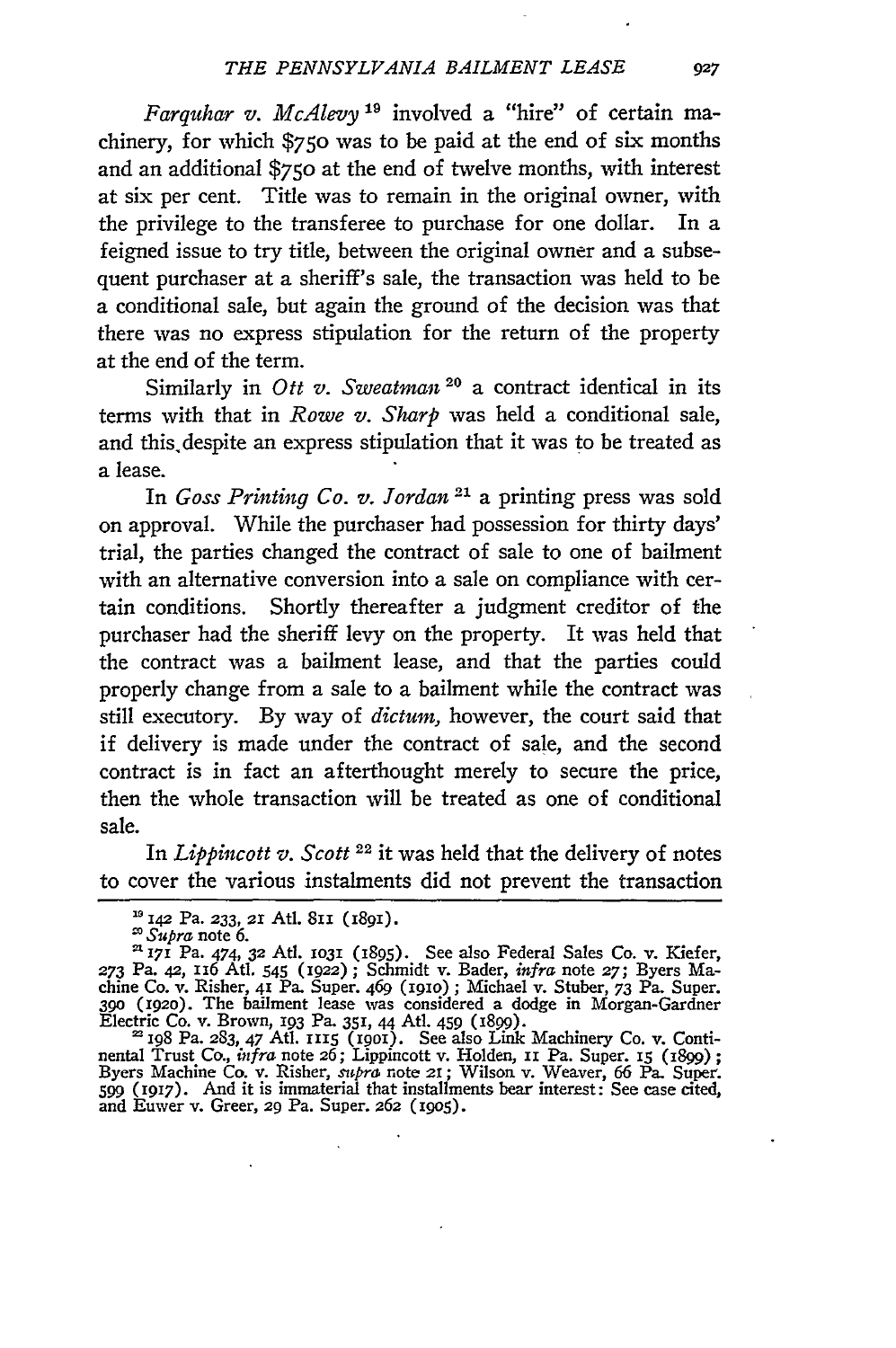*Farquhar v. McAlevy* [19] involved a "hire" of certain machinery, for which $750 was to be paid at the end of six months and an additional $750 at the end of twelve months, with interest at six per cent. Title was to remain in the original owner, with the privilege to the transferee to purchase for one dollar. In a feigned issue to try title, between the original owner and a subsequent purchaser at a sheriff's sale, the transaction was held to be a conditional sale, but again the ground of the decision was that there was no express stipulation for the return of the property at the end of the term.

Similarly in *Ott v. Sweatman* [20] a contract identical in its terms with that in *Rowe v. Sharp* was held a conditional sale, and this despite an express stipulation that it was to be treated as a lease.

In *Goss Printing Co. v. Jordan* [21] a printing press was sold on approval. While the purchaser had possession for thirty days' trial, the parties changed the contract of sale to one of bailment with an alternative conversion into a sale on compliance with certain conditions. Shortly thereafter a judgment creditor of the purchaser had the sheriff levy on the property. It was held that the contract was a bailment lease, and that the parties could properly change from a sale to a bailment while the contract was still executory. By way of *dictum*, however, the court said that if delivery is made under the contract of sale, and the second contract is in fact an afterthought merely to secure the price, then the whole transaction will be treated as one of conditional sale.

In *Lippincott v. Scott* [22] it was held that the delivery of notes to cover the various instalments did not prevent the transaction

---

[19] 142 Pa. 233, 21 Atl. 811 (1891).

[20] *Supra* note 6.

[21] 171 Pa. 474, 32 Atl. 1031 (1895). See also Federal Sales Co. v. Kiefer, 273 Pa. 42, 116 Atl. 545 (1922); Schmidt v. Bader, *infra* note 27; Byers Machine Co. v. Risher, 41 Pa. Super. 469 (1910); Michael v. Stuber, 73 Pa. Super. 390 (1920). The bailment lease was considered a dodge in Morgan-Gardner Electric Co. v. Brown, 193 Pa. 351, 44 Atl. 459 (1899).

[22] 198 Pa. 283, 47 Atl. 1115 (1901). See also Link Machinery Co. v. Continental Trust Co., *infra* note 26; Lippincott v. Holden, 11 Pa. Super. 15 (1899); Byers Machine Co. v. Risher, *supra* note 21; Wilson v. Weaver, 66 Pa. Super. 599 (1917). And it is immaterial that installments bear interest: See case cited, and Euwer v. Greer, 29 Pa. Super. 262 (1905).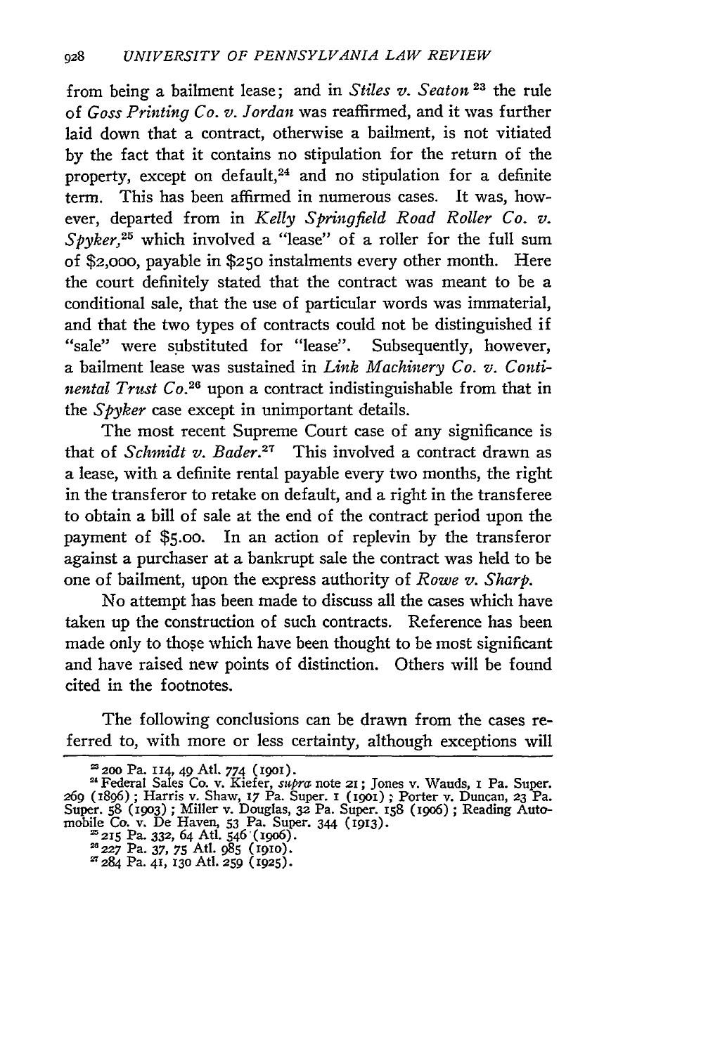from being a bailment lease; and in *Stiles v. Seaton* [23] the rule of *Goss Printing Co. v. Jordan* was reaffirmed, and it was further laid down that a contract, otherwise a bailment, is not vitiated by the fact that it contains no stipulation for the return of the property, except on default,[24] and no stipulation for a definite term. This has been affirmed in numerous cases. It was, however, departed from in *Kelly Springfield Road Roller Co. v. Spyker*,[25] which involved a "lease" of a roller for the full sum of $2,000, payable in $250 instalments every other month. Here the court definitely stated that the contract was meant to be a conditional sale, that the use of particular words was immaterial, and that the two types of contracts could not be distinguished if "sale" were substituted for "lease". Subsequently, however, a bailment lease was sustained in *Link Machinery Co. v. Continental Trust Co.*[26] upon a contract indistinguishable from that in the *Spyker* case except in unimportant details.

The most recent Supreme Court case of any significance is that of *Schmidt v. Bader*.[27] This involved a contract drawn as a lease, with a definite rental payable every two months, the right in the transferor to retake on default, and a right in the transferee to obtain a bill of sale at the end of the contract period upon the payment of $5.00. In an action of replevin by the transferor against a purchaser at a bankrupt sale the contract was held to be one of bailment, upon the express authority of *Rowe v. Sharp*.

No attempt has been made to discuss all the cases which have taken up the construction of such contracts. Reference has been made only to those which have been thought to be most significant and have raised new points of distinction. Others will be found cited in the footnotes.

The following conclusions can be drawn from the cases referred to, with more or less certainty, although exceptions will

---

[23] 200 Pa. 114, 49 Atl. 774 (1901).

[24] Federal Sales Co. v. Kiefer, *supra* note 21; Jones v. Wauds, 1 Pa. Super. 269 (1896); Harris v. Shaw, 17 Pa. Super. 1 (1901); Porter v. Duncan, 23 Pa. Super. 58 (1903); Miller v. Douglas, 32 Pa. Super. 158 (1906); Reading Automobile Co. v. De Haven, 53 Pa. Super. 344 (1913).

[25] 215 Pa. 332, 64 Atl. 546 (1906).

[26] 227 Pa. 37, 75 Atl. 985 (1910).

[27] 284 Pa. 41, 130 Atl. 259 (1925).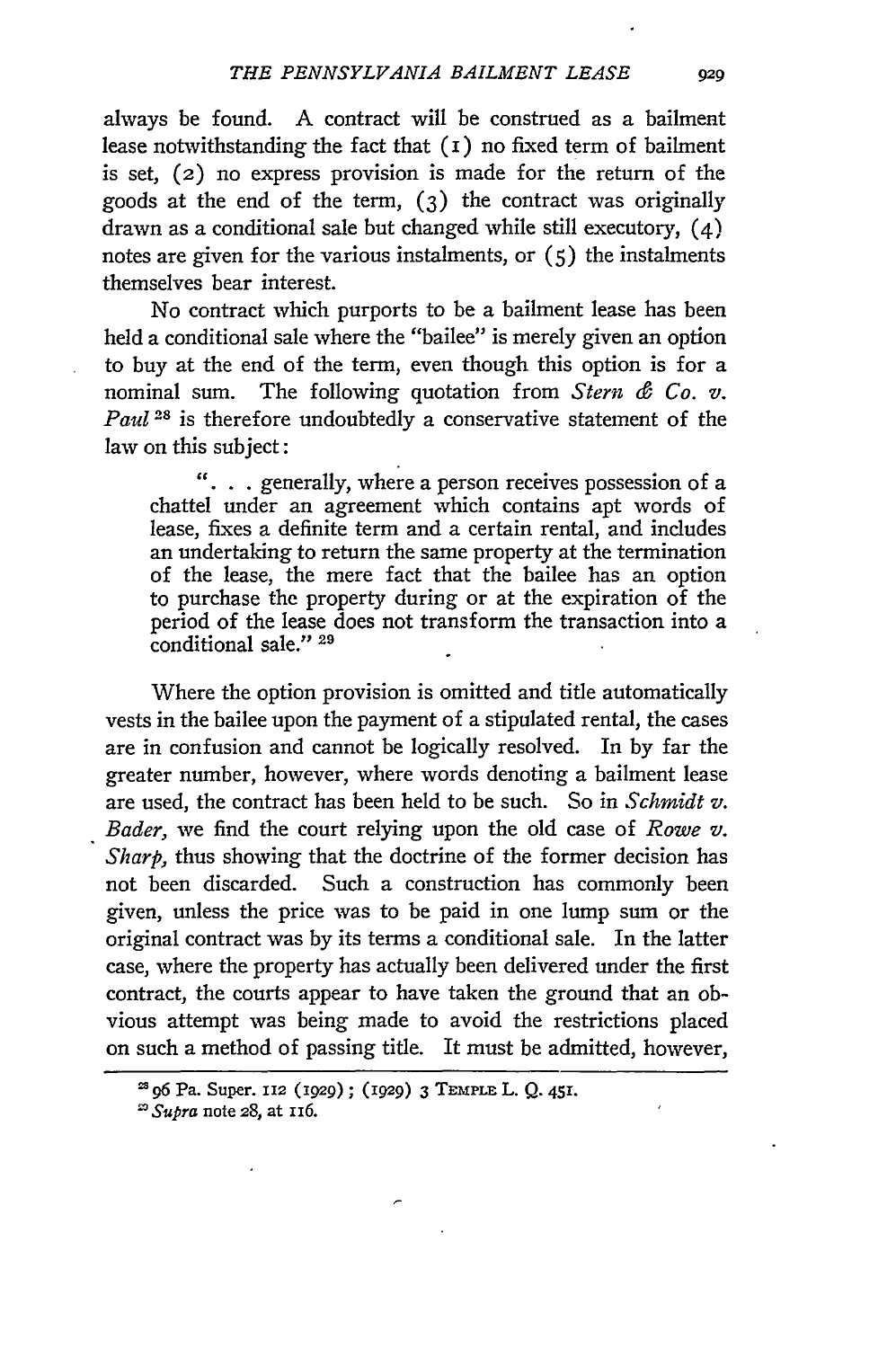always be found. A contract will be construed as a bailment lease notwithstanding the fact that (1) no fixed term of bailment is set, (2) no express provision is made for the return of the goods at the end of the term, (3) the contract was originally drawn as a conditional sale but changed while still executory, (4) notes are given for the various instalments, or (5) the instalments themselves bear interest.

No contract which purports to be a bailment lease has been held a conditional sale where the "bailee" is merely given an option to buy at the end of the term, even though this option is for a nominal sum. The following quotation from *Stern & Co. v. Paul*[28] is therefore undoubtedly a conservative statement of the law on this subject:

> ". . . generally, where a person receives possession of a chattel under an agreement which contains apt words of lease, fixes a definite term and a certain rental, and includes an undertaking to return the same property at the termination of the lease, the mere fact that the bailee has an option to purchase the property during or at the expiration of the period of the lease does not transform the transaction into a conditional sale."[29]

Where the option provision is omitted and title automatically vests in the bailee upon the payment of a stipulated rental, the cases are in confusion and cannot be logically resolved. In by far the greater number, however, where words denoting a bailment lease are used, the contract has been held to be such. So in *Schmidt v. Bader*, we find the court relying upon the old case of *Rowe v. Sharp*, thus showing that the doctrine of the former decision has not been discarded. Such a construction has commonly been given, unless the price was to be paid in one lump sum or the original contract was by its terms a conditional sale. In the latter case, where the property has actually been delivered under the first contract, the courts appear to have taken the ground that an obvious attempt was being made to avoid the restrictions placed on such a method of passing title. It must be admitted, however,

---

[28] 96 Pa. Super. 112 (1929); (1929) 3 TEMPLE L. Q. 451.

[29] *Supra* note 28, at 116.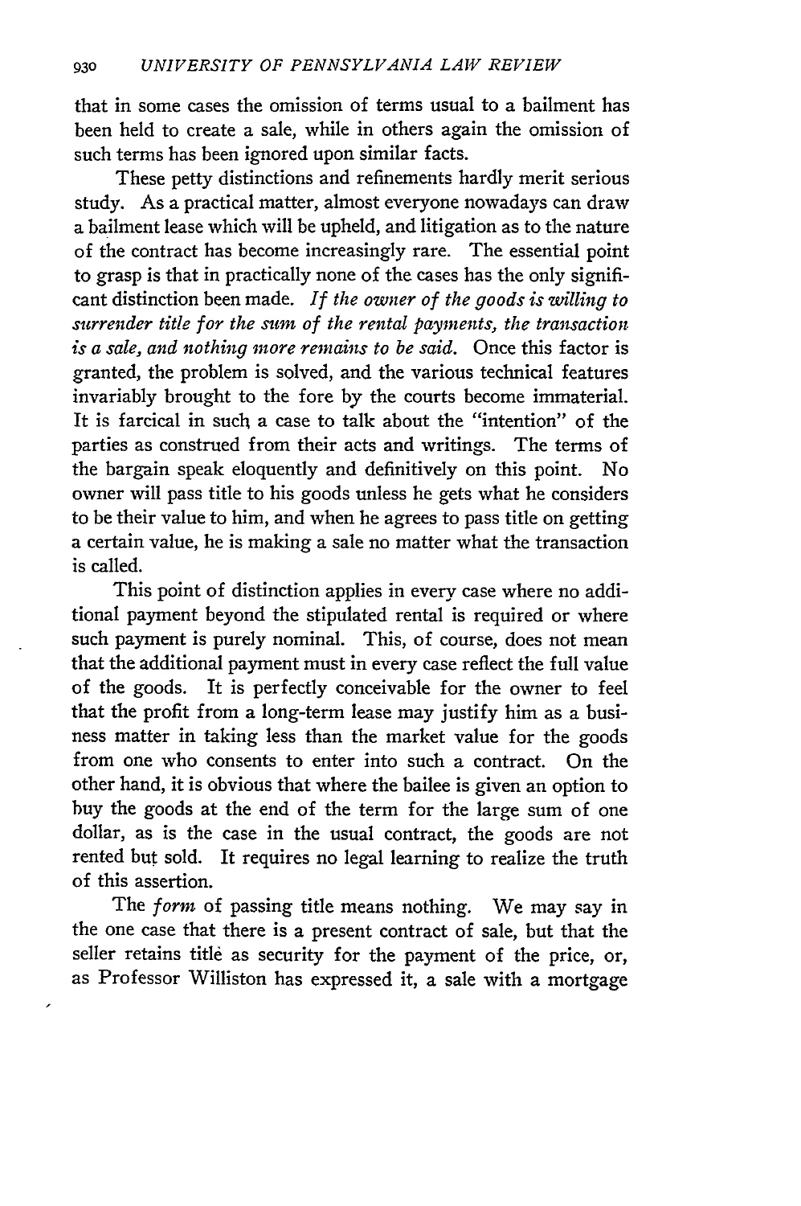that in some cases the omission of terms usual to a bailment has been held to create a sale, while in others again the omission of such terms has been ignored upon similar facts.

These petty distinctions and refinements hardly merit serious study. As a practical matter, almost everyone nowadays can draw a bailment lease which will be upheld, and litigation as to the nature of the contract has become increasingly rare. The essential point to grasp is that in practically none of the cases has the only significant distinction been made. *If the owner of the goods is willing to surrender title for the sum of the rental payments, the transaction is a sale, and nothing more remains to be said.* Once this factor is granted, the problem is solved, and the various technical features invariably brought to the fore by the courts become immaterial. It is farcical in such a case to talk about the "intention" of the parties as construed from their acts and writings. The terms of the bargain speak eloquently and definitively on this point. No owner will pass title to his goods unless he gets what he considers to be their value to him, and when he agrees to pass title on getting a certain value, he is making a sale no matter what the transaction is called.

This point of distinction applies in every case where no additional payment beyond the stipulated rental is required or where such payment is purely nominal. This, of course, does not mean that the additional payment must in every case reflect the full value of the goods. It is perfectly conceivable for the owner to feel that the profit from a long-term lease may justify him as a business matter in taking less than the market value for the goods from one who consents to enter into such a contract. On the other hand, it is obvious that where the bailee is given an option to buy the goods at the end of the term for the large sum of one dollar, as is the case in the usual contract, the goods are not rented but sold. It requires no legal learning to realize the truth of this assertion.

The *form* of passing title means nothing. We may say in the one case that there is a present contract of sale, but that the seller retains title as security for the payment of the price, or, as Professor Williston has expressed it, a sale with a mortgage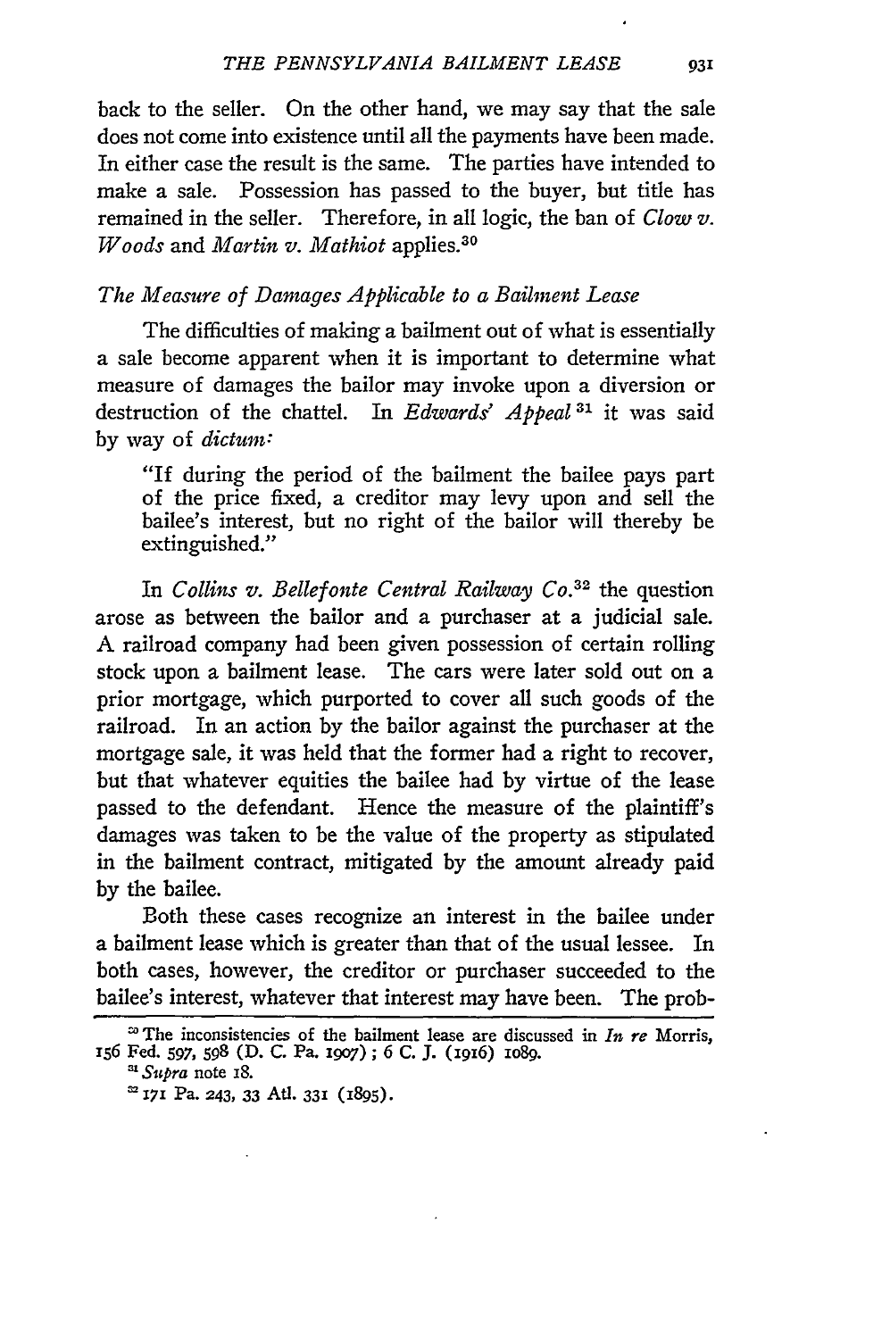back to the seller. On the other hand, we may say that the sale does not come into existence until all the payments have been made. In either case the result is the same. The parties have intended to make a sale. Possession has passed to the buyer, but title has remained in the seller. Therefore, in all logic, the ban of *Clow v. Woods* and *Martin v. Mathiot* applies.[30]

### *The Measure of Damages Applicable to a Bailment Lease*

The difficulties of making a bailment out of what is essentially a sale become apparent when it is important to determine what measure of damages the bailor may invoke upon a diversion or destruction of the chattel. In *Edwards' Appeal*[31] it was said by way of *dictum:*

> "If during the period of the bailment the bailee pays part of the price fixed, a creditor may levy upon and sell the bailee's interest, but no right of the bailor will thereby be extinguished."

In *Collins v. Bellefonte Central Railway Co.*[32] the question arose as between the bailor and a purchaser at a judicial sale. A railroad company had been given possession of certain rolling stock upon a bailment lease. The cars were later sold out on a prior mortgage, which purported to cover all such goods of the railroad. In an action by the bailor against the purchaser at the mortgage sale, it was held that the former had a right to recover, but that whatever equities the bailee had by virtue of the lease passed to the defendant. Hence the measure of the plaintiff's damages was taken to be the value of the property as stipulated in the bailment contract, mitigated by the amount already paid by the bailee.

Both these cases recognize an interest in the bailee under a bailment lease which is greater than that of the usual lessee. In both cases, however, the creditor or purchaser succeeded to the bailee's interest, whatever that interest may have been. The prob-

---

[30] The inconsistencies of the bailment lease are discussed in *In re* Morris, 156 Fed. 597, 598 (D. C. Pa. 1907); 6 C. J. (1916) 1089.

[31] *Supra* note 18.

[32] 171 Pa. 243, 33 Atl. 331 (1895).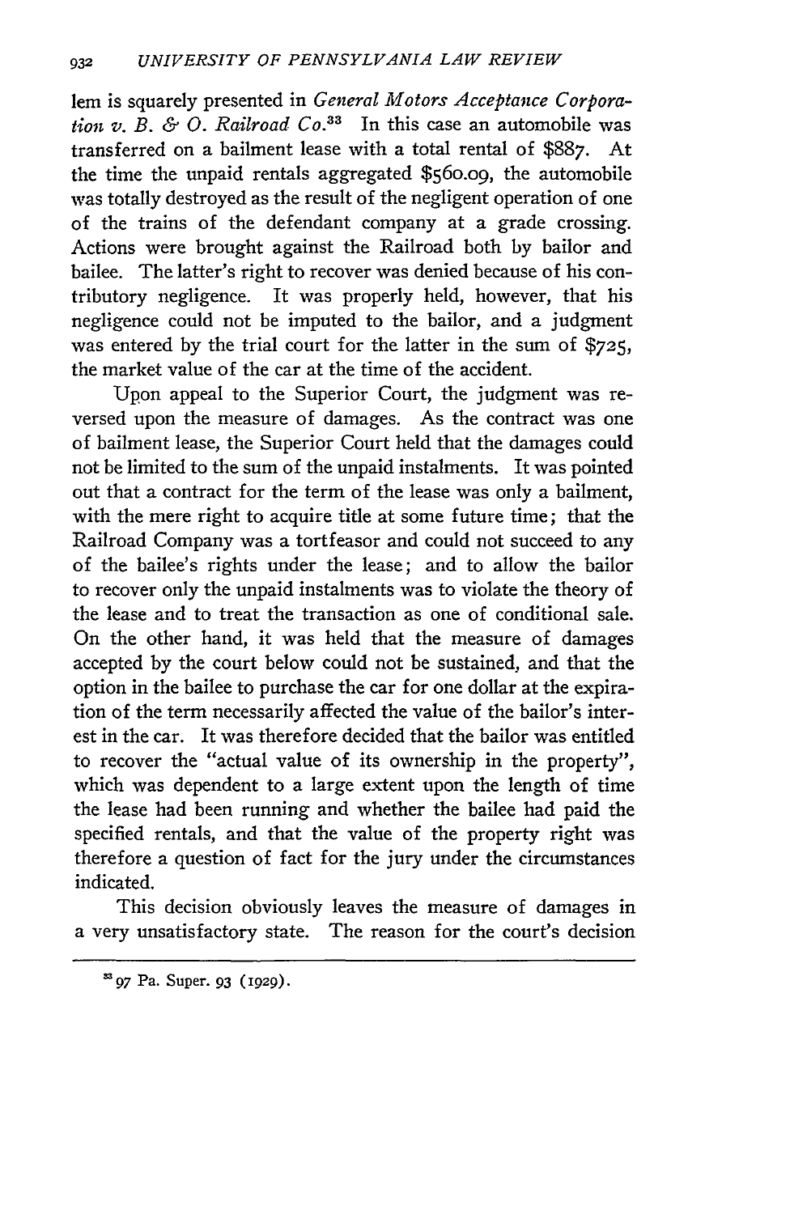lem is squarely presented in *General Motors Acceptance Corporation v. B. & O. Railroad Co.*[33] In this case an automobile was transferred on a bailment lease with a total rental of $887. At the time the unpaid rentals aggregated $560.09, the automobile was totally destroyed as the result of the negligent operation of one of the trains of the defendant company at a grade crossing. Actions were brought against the Railroad both by bailor and bailee. The latter's right to recover was denied because of his contributory negligence. It was properly held, however, that his negligence could not be imputed to the bailor, and a judgment was entered by the trial court for the latter in the sum of $725, the market value of the car at the time of the accident.

Upon appeal to the Superior Court, the judgment was reversed upon the measure of damages. As the contract was one of bailment lease, the Superior Court held that the damages could not be limited to the sum of the unpaid instalments. It was pointed out that a contract for the term of the lease was only a bailment, with the mere right to acquire title at some future time; that the Railroad Company was a tortfeasor and could not succeed to any of the bailee's rights under the lease; and to allow the bailor to recover only the unpaid instalments was to violate the theory of the lease and to treat the transaction as one of conditional sale. On the other hand, it was held that the measure of damages accepted by the court below could not be sustained, and that the option in the bailee to purchase the car for one dollar at the expiration of the term necessarily affected the value of the bailor's interest in the car. It was therefore decided that the bailor was entitled to recover the "actual value of its ownership in the property", which was dependent to a large extent upon the length of time the lease had been running and whether the bailee had paid the specified rentals, and that the value of the property right was therefore a question of fact for the jury under the circumstances indicated.

This decision obviously leaves the measure of damages in a very unsatisfactory state. The reason for the court's decision

[33] 97 Pa. Super. 93 (1929).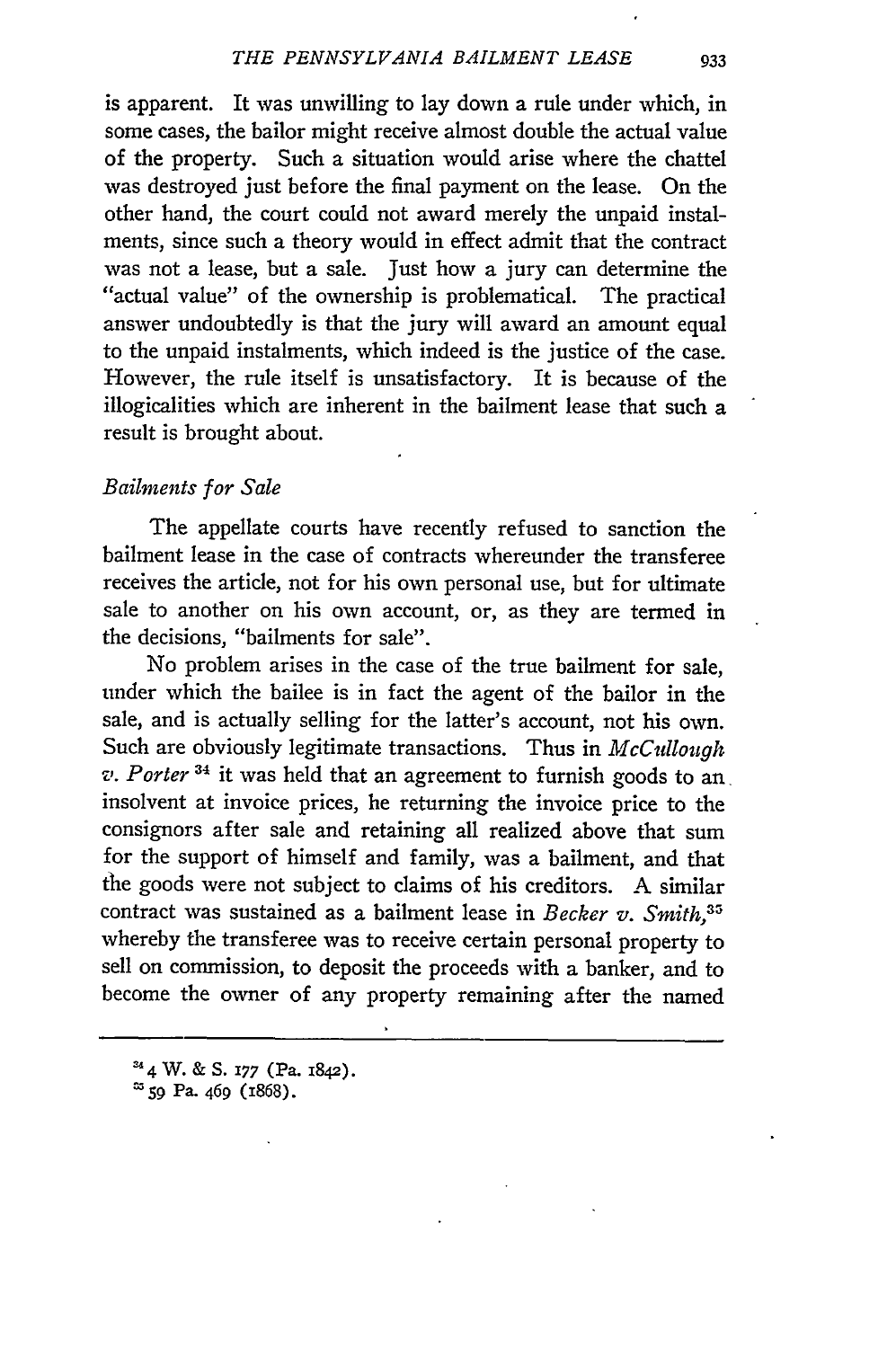is apparent. It was unwilling to lay down a rule under which, in some cases, the bailor might receive almost double the actual value of the property. Such a situation would arise where the chattel was destroyed just before the final payment on the lease. On the other hand, the court could not award merely the unpaid instalments, since such a theory would in effect admit that the contract was not a lease, but a sale. Just how a jury can determine the "actual value" of the ownership is problematical. The practical answer undoubtedly is that the jury will award an amount equal to the unpaid instalments, which indeed is the justice of the case. However, the rule itself is unsatisfactory. It is because of the illogicalities which are inherent in the bailment lease that such a result is brought about.

*Bailments for Sale*

The appellate courts have recently refused to sanction the bailment lease in the case of contracts whereunder the transferee receives the article, not for his own personal use, but for ultimate sale to another on his own account, or, as they are termed in the decisions, "bailments for sale".

No problem arises in the case of the true bailment for sale, under which the bailee is in fact the agent of the bailor in the sale, and is actually selling for the latter's account, not his own. Such are obviously legitimate transactions. Thus in *McCullough v. Porter*[34] it was held that an agreement to furnish goods to an insolvent at invoice prices, he returning the invoice price to the consignors after sale and retaining all realized above that sum for the support of himself and family, was a bailment, and that the goods were not subject to claims of his creditors. A similar contract was sustained as a bailment lease in *Becker v. Smith*,[35] whereby the transferee was to receive certain personal property to sell on commission, to deposit the proceeds with a banker, and to become the owner of any property remaining after the named

---

[34] 4 W. & S. 177 (Pa. 1842).

[35] 59 Pa. 469 (1868).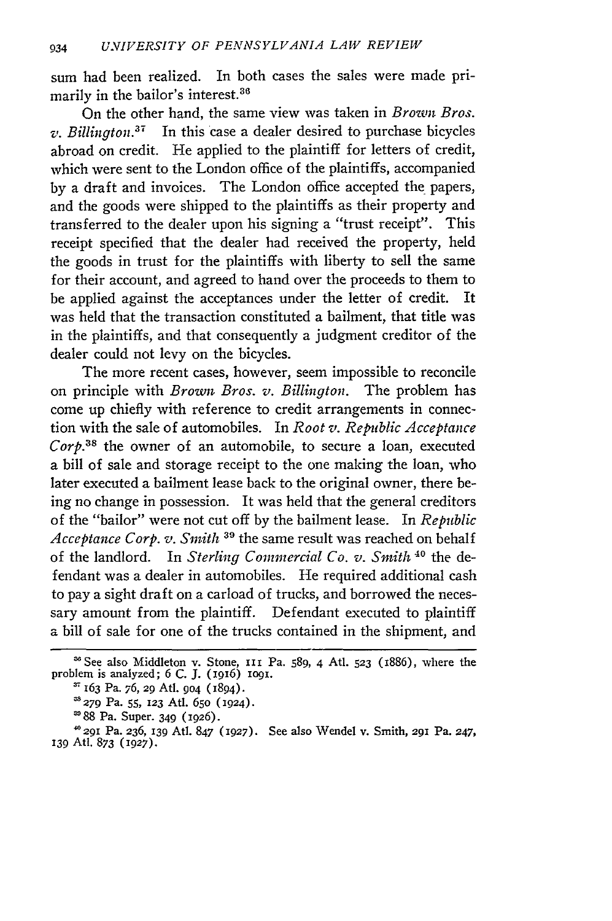sum had been realized. In both cases the sales were made primarily in the bailor's interest.[36]

On the other hand, the same view was taken in *Brown Bros. v. Billington.*[37] In this case a dealer desired to purchase bicycles abroad on credit. He applied to the plaintiff for letters of credit, which were sent to the London office of the plaintiffs, accompanied by a draft and invoices. The London office accepted the papers, and the goods were shipped to the plaintiffs as their property and transferred to the dealer upon his signing a "trust receipt". This receipt specified that the dealer had received the property, held the goods in trust for the plaintiffs with liberty to sell the same for their account, and agreed to hand over the proceeds to them to be applied against the acceptances under the letter of credit. It was held that the transaction constituted a bailment, that title was in the plaintiffs, and that consequently a judgment creditor of the dealer could not levy on the bicycles.

The more recent cases, however, seem impossible to reconcile on principle with *Brown Bros. v. Billington.* The problem has come up chiefly with reference to credit arrangements in connection with the sale of automobiles. In *Root v. Republic Acceptance Corp.*[38] the owner of an automobile, to secure a loan, executed a bill of sale and storage receipt to the one making the loan, who later executed a bailment lease back to the original owner, there being no change in possession. It was held that the general creditors of the "bailor" were not cut off by the bailment lease. In *Republic Acceptance Corp. v. Smith*[39] the same result was reached on behalf of the landlord. In *Sterling Commercial Co. v. Smith*[40] the defendant was a dealer in automobiles. He required additional cash to pay a sight draft on a carload of trucks, and borrowed the necessary amount from the plaintiff. Defendant executed to plaintiff a bill of sale for one of the trucks contained in the shipment, and

---

[36] See also Middleton v. Stone, 111 Pa. 589, 4 Atl. 523 (1886), where the problem is analyzed; 6 C. J. (1916) 1091.

[37] 163 Pa. 76, 29 Atl. 904 (1894).

[38] 279 Pa. 55, 123 Atl. 650 (1924).

[39] 88 Pa. Super. 349 (1926).

[40] 291 Pa. 236, 139 Atl. 847 (1927). See also Wendel v. Smith, 291 Pa. 247, 139 Atl. 873 (1927).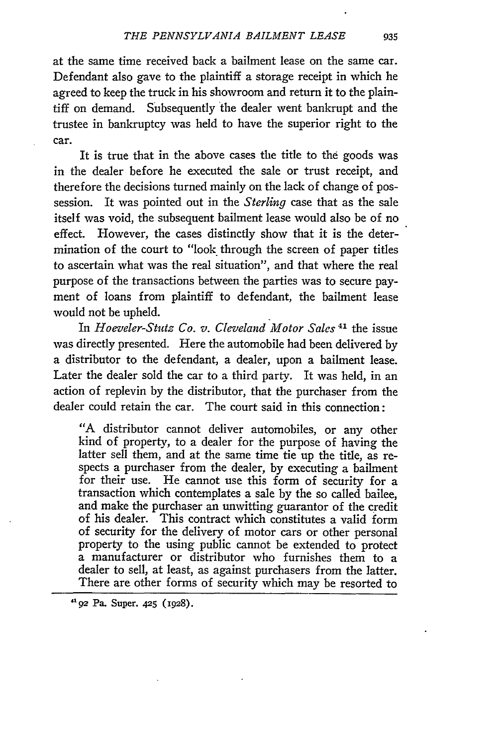at the same time received back a bailment lease on the same car. Defendant also gave to the plaintiff a storage receipt in which he agreed to keep the truck in his showroom and return it to the plaintiff on demand. Subsequently the dealer went bankrupt and the trustee in bankruptcy was held to have the superior right to the car.

It is true that in the above cases the title to the goods was in the dealer before he executed the sale or trust receipt, and therefore the decisions turned mainly on the lack of change of possession. It was pointed out in the *Sterling* case that as the sale itself was void, the subsequent bailment lease would also be of no effect. However, the cases distinctly show that it is the determination of the court to "look through the screen of paper titles to ascertain what was the real situation", and that where the real purpose of the transactions between the parties was to secure payment of loans from plaintiff to defendant, the bailment lease would not be upheld.

In *Hoeveler-Stutz Co. v. Cleveland Motor Sales*[41] the issue was directly presented. Here the automobile had been delivered by a distributor to the defendant, a dealer, upon a bailment lease. Later the dealer sold the car to a third party. It was held, in an action of replevin by the distributor, that the purchaser from the dealer could retain the car. The court said in this connection:

> "A distributor cannot deliver automobiles, or any other kind of property, to a dealer for the purpose of having the latter sell them, and at the same time tie up the title, as respects a purchaser from the dealer, by executing a bailment for their use. He cannot use this form of security for a transaction which contemplates a sale by the so called bailee, and make the purchaser an unwitting guarantor of the credit of his dealer. This contract which constitutes a valid form of security for the delivery of motor cars or other personal property to the using public cannot be extended to protect a manufacturer or distributor who furnishes them to a dealer to sell, at least, as against purchasers from the latter. There are other forms of security which may be resorted to

---

[41] 92 Pa. Super. 425 (1928).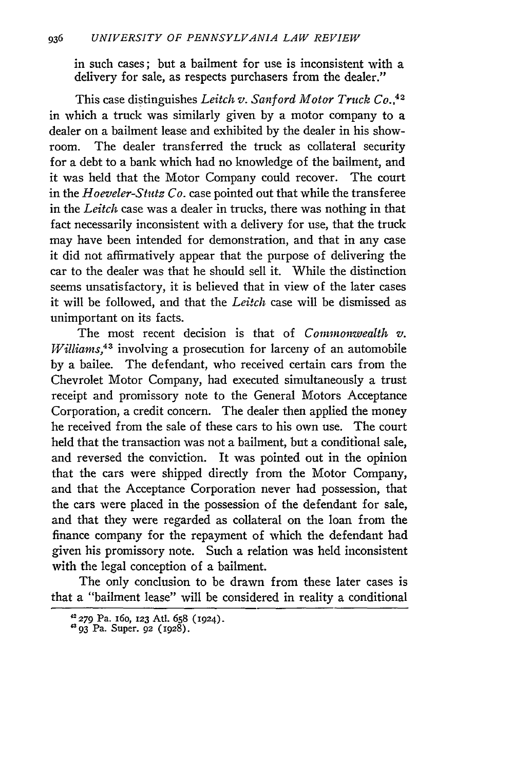in such cases; but a bailment for use is inconsistent with a delivery for sale, as respects purchasers from the dealer."

This case distinguishes *Leitch v. Sanford Motor Truck Co.*,[42] in which a truck was similarly given by a motor company to a dealer on a bailment lease and exhibited by the dealer in his showroom. The dealer transferred the truck as collateral security for a debt to a bank which had no knowledge of the bailment, and it was held that the Motor Company could recover. The court in the *Hoeveler-Stutz Co.* case pointed out that while the transferee in the *Leitch* case was a dealer in trucks, there was nothing in that fact necessarily inconsistent with a delivery for use, that the truck may have been intended for demonstration, and that in any case it did not affirmatively appear that the purpose of delivering the car to the dealer was that he should sell it. While the distinction seems unsatisfactory, it is believed that in view of the later cases it will be followed, and that the *Leitch* case will be dismissed as unimportant on its facts.

The most recent decision is that of *Commonwealth v. Williams*,[43] involving a prosecution for larceny of an automobile by a bailee. The defendant, who received certain cars from the Chevrolet Motor Company, had executed simultaneously a trust receipt and promissory note to the General Motors Acceptance Corporation, a credit concern. The dealer then applied the money he received from the sale of these cars to his own use. The court held that the transaction was not a bailment, but a conditional sale, and reversed the conviction. It was pointed out in the opinion that the cars were shipped directly from the Motor Company, and that the Acceptance Corporation never had possession, that the cars were placed in the possession of the defendant for sale, and that they were regarded as collateral on the loan from the finance company for the repayment of which the defendant had given his promissory note. Such a relation was held inconsistent with the legal conception of a bailment.

The only conclusion to be drawn from these later cases is that a "bailment lease" will be considered in reality a conditional

---

[42] 279 Pa. 160, 123 Atl. 658 (1924).

[43] 93 Pa. Super. 92 (1928).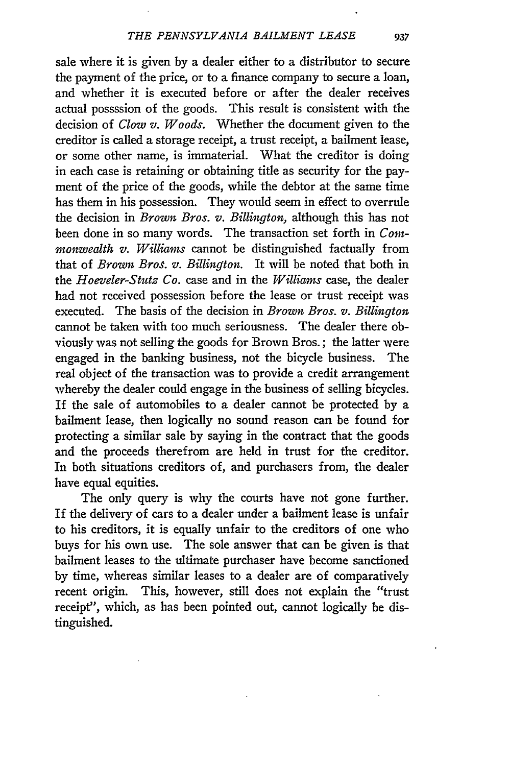sale where it is given by a dealer either to a distributor to secure the payment of the price, or to a finance company to secure a loan, and whether it is executed before or after the dealer receives actual posssssion of the goods. This result is consistent with the decision of *Clow v. Woods*. Whether the document given to the creditor is called a storage receipt, a trust receipt, a bailment lease, or some other name, is immaterial. What the creditor is doing in each case is retaining or obtaining title as security for the payment of the price of the goods, while the debtor at the same time has them in his possession. They would seem in effect to overrule the decision in *Brown Bros. v. Billington*, although this has not been done in so many words. The transaction set forth in *Commonwealth v. Williams* cannot be distinguished factually from that of *Brown Bros. v. Billington*. It will be noted that both in the *Hoeveler-Stutz Co.* case and in the *Williams* case, the dealer had not received possession before the lease or trust receipt was executed. The basis of the decision in *Brown Bros. v. Billington* cannot be taken with too much seriousness. The dealer there obviously was not selling the goods for Brown Bros.; the latter were engaged in the banking business, not the bicycle business. The real object of the transaction was to provide a credit arrangement whereby the dealer could engage in the business of selling bicycles. If the sale of automobiles to a dealer cannot be protected by a bailment lease, then logically no sound reason can be found for protecting a similar sale by saying in the contract that the goods and the proceeds therefrom are held in trust for the creditor. In both situations creditors of, and purchasers from, the dealer have equal equities.

The only query is why the courts have not gone further. If the delivery of cars to a dealer under a bailment lease is unfair to his creditors, it is equally unfair to the creditors of one who buys for his own use. The sole answer that can be given is that bailment leases to the ultimate purchaser have become sanctioned by time, whereas similar leases to a dealer are of comparatively recent origin. This, however, still does not explain the "trust receipt", which, as has been pointed out, cannot logically be distinguished.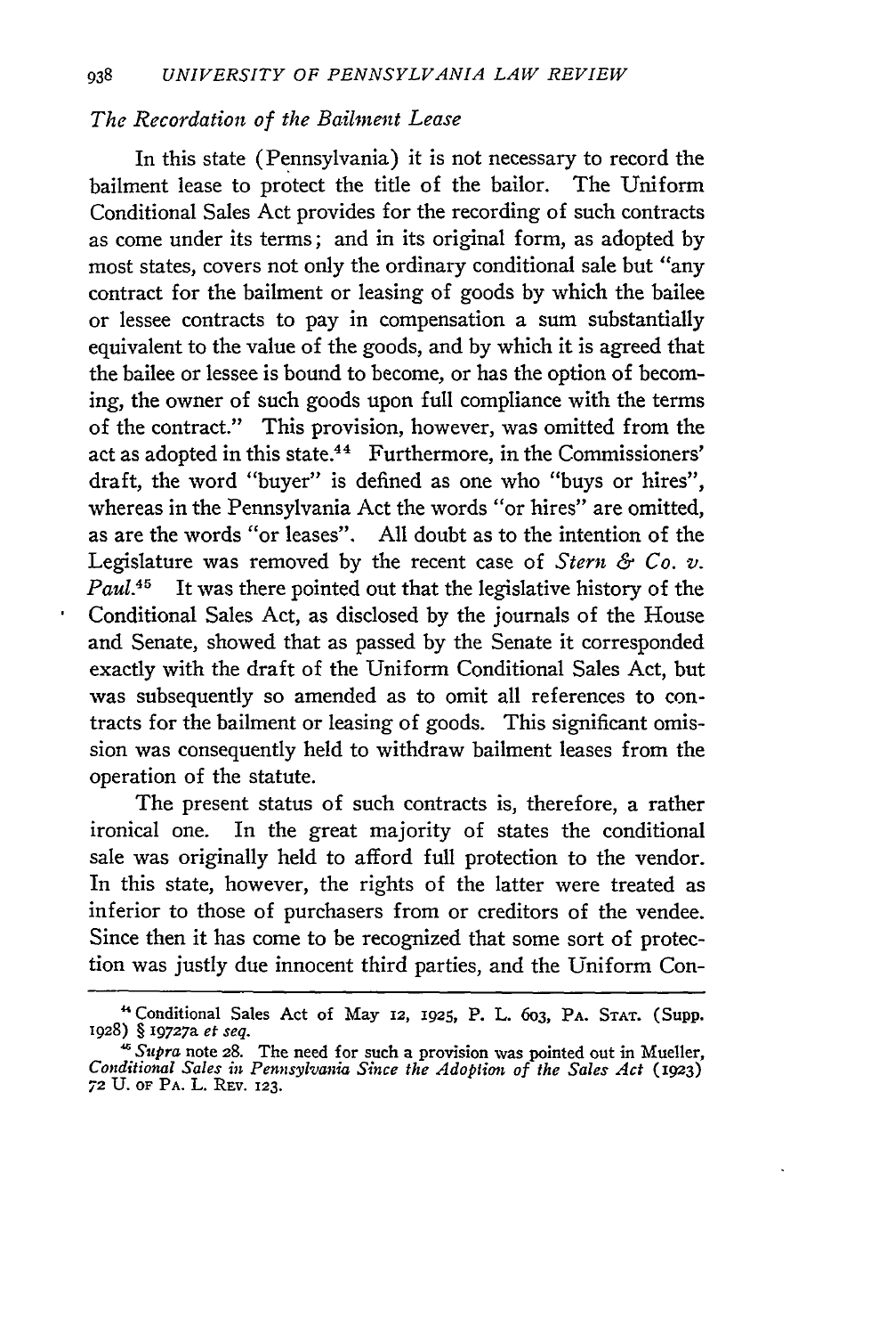*The Recordation of the Bailment Lease*

In this state (Pennsylvania) it is not necessary to record the bailment lease to protect the title of the bailor. The Uniform Conditional Sales Act provides for the recording of such contracts as come under its terms; and in its original form, as adopted by most states, covers not only the ordinary conditional sale but "any contract for the bailment or leasing of goods by which the bailee or lessee contracts to pay in compensation a sum substantially equivalent to the value of the goods, and by which it is agreed that the bailee or lessee is bound to become, or has the option of becoming, the owner of such goods upon full compliance with the terms of the contract." This provision, however, was omitted from the act as adopted in this state.[44] Furthermore, in the Commissioners' draft, the word "buyer" is defined as one who "buys or hires", whereas in the Pennsylvania Act the words "or hires" are omitted, as are the words "or leases". All doubt as to the intention of the Legislature was removed by the recent case of *Stern & Co. v. Paul*.[45] It was there pointed out that the legislative history of the Conditional Sales Act, as disclosed by the journals of the House and Senate, showed that as passed by the Senate it corresponded exactly with the draft of the Uniform Conditional Sales Act, but was subsequently so amended as to omit all references to contracts for the bailment or leasing of goods. This significant omission was consequently held to withdraw bailment leases from the operation of the statute.

The present status of such contracts is, therefore, a rather ironical one. In the great majority of states the conditional sale was originally held to afford full protection to the vendor. In this state, however, the rights of the latter were treated as inferior to those of purchasers from or creditors of the vendee. Since then it has come to be recognized that some sort of protection was justly due innocent third parties, and the Uniform Con-

---

[44] Conditional Sales Act of May 12, 1925, P. L. 603, PA. STAT. (Supp. 1928) § 19727a *et seq.*

[45] *Supra* note 28. The need for such a provision was pointed out in Mueller, *Conditional Sales in Pennsylvania Since the Adoption of the Sales Act* (1923) 72 U. OF PA. L. REV. 123.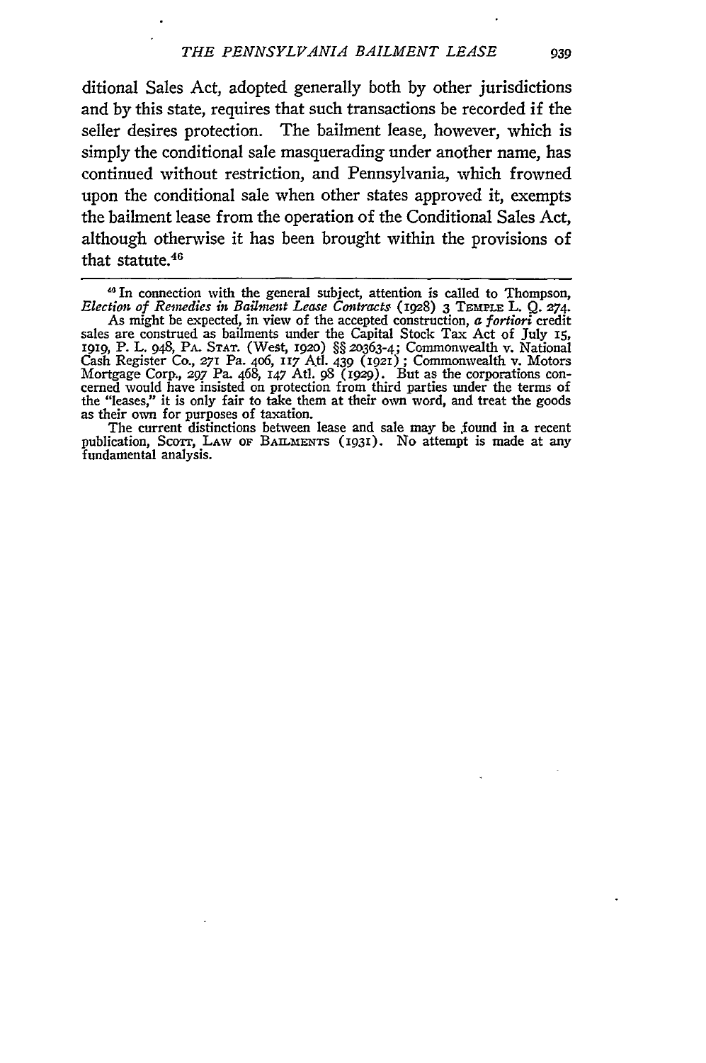ditional Sales Act, adopted generally both by other jurisdictions and by this state, requires that such transactions be recorded if the seller desires protection. The bailment lease, however, which is simply the conditional sale masquerading under another name, has continued without restriction, and Pennsylvania, which frowned upon the conditional sale when other states approved it, exempts the bailment lease from the operation of the Conditional Sales Act, although otherwise it has been brought within the provisions of that statute.[46]

---

[46] In connection with the general subject, attention is called to Thompson, *Election of Remedies in Bailment Lease Contracts* (1928) 3 TEMPLE L. Q. 274.

As might be expected, in view of the accepted construction, *a fortiori* credit sales are construed as bailments under the Capital Stock Tax Act of July 15, 1919, P. L. 948, PA. STAT. (West, 1920) §§ 20363-4; Commonwealth v. National Cash Register Co., 271 Pa. 406, 117 Atl. 439 (1921); Commonwealth v. Motors Mortgage Corp., 297 Pa. 468, 147 Atl. 98 (1929). But as the corporations concerned would have insisted on protection from third parties under the terms of the "leases," it is only fair to take them at their own word, and treat the goods as their own for purposes of taxation.

The current distinctions between lease and sale may be found in a recent publication, SCOTT, LAW OF BAILMENTS (1931). No attempt is made at any fundamental analysis.